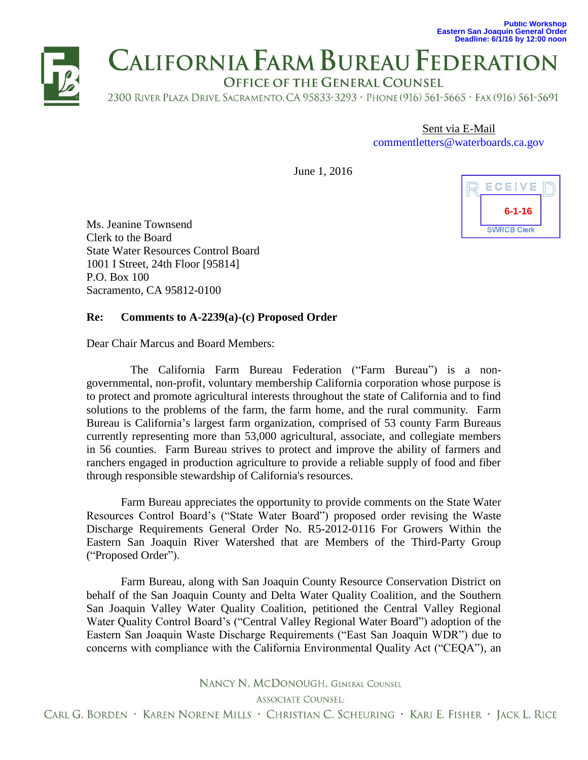Public Workshop
Eastern San Joaquin General Order
Deadline: 6/1/16 by 12:00 noon

# CALIFORNIA FARM BUREAU FEDERATION

OFFICE OF THE GENERAL COUNSEL

2300 RIVER PLAZA DRIVE, SACRAMENTO, CA 95833-3293 · PHONE (916) 561-5665 · FAX (916) 561-5691

Sent via E-Mail
commentletters@waterboards.ca.gov

June 1, 2016

RECEIVED
6-1-16
SWRCB Clerk

Ms. Jeanine Townsend
Clerk to the Board
State Water Resources Control Board
1001 I Street, 24th Floor [95814]
P.O. Box 100
Sacramento, CA 95812-0100

**Re: Comments to A-2239(a)-(c) Proposed Order**

Dear Chair Marcus and Board Members:

The California Farm Bureau Federation ("Farm Bureau") is a non-governmental, non-profit, voluntary membership California corporation whose purpose is to protect and promote agricultural interests throughout the state of California and to find solutions to the problems of the farm, the farm home, and the rural community. Farm Bureau is California's largest farm organization, comprised of 53 county Farm Bureaus currently representing more than 53,000 agricultural, associate, and collegiate members in 56 counties. Farm Bureau strives to protect and improve the ability of farmers and ranchers engaged in production agriculture to provide a reliable supply of food and fiber through responsible stewardship of California's resources.

Farm Bureau appreciates the opportunity to provide comments on the State Water Resources Control Board's ("State Water Board") proposed order revising the Waste Discharge Requirements General Order No. R5-2012-0116 For Growers Within the Eastern San Joaquin River Watershed that are Members of the Third-Party Group ("Proposed Order").

Farm Bureau, along with San Joaquin County Resource Conservation District on behalf of the San Joaquin County and Delta Water Quality Coalition, and the Southern San Joaquin Valley Water Quality Coalition, petitioned the Central Valley Regional Water Quality Control Board's ("Central Valley Regional Water Board") adoption of the Eastern San Joaquin Waste Discharge Requirements ("East San Joaquin WDR") due to concerns with compliance with the California Environmental Quality Act ("CEQA"), an

NANCY N. MCDONOUGH, GENERAL COUNSEL
ASSOCIATE COUNSEL:
CARL G. BORDEN · KAREN NORENE MILLS · CHRISTIAN C. SCHEURING · KARI E. FISHER · JACK L. RICE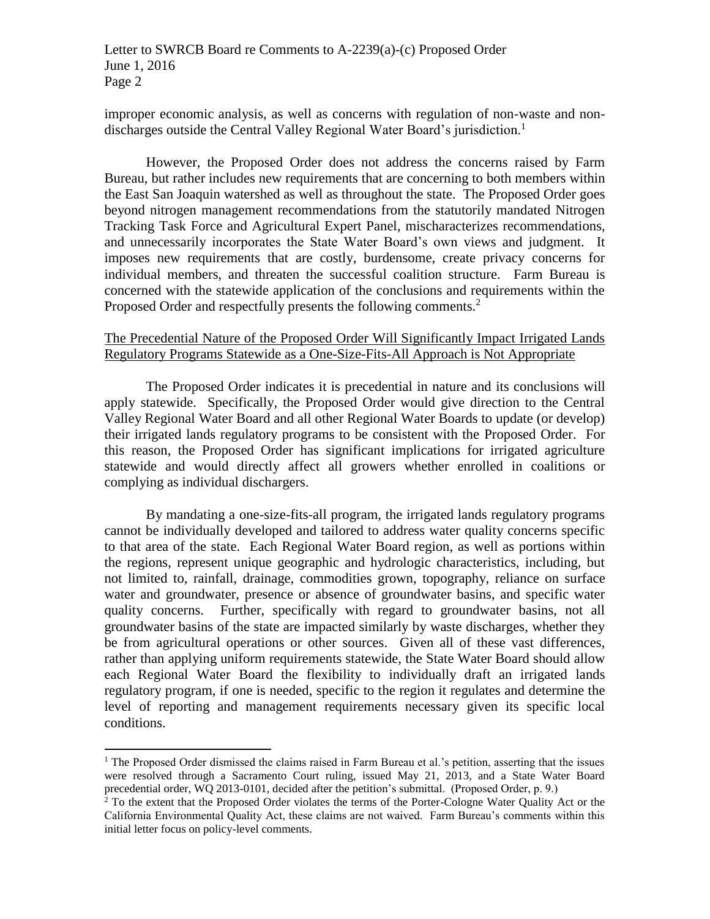improper economic analysis, as well as concerns with regulation of non-waste and non-discharges outside the Central Valley Regional Water Board's jurisdiction.[1]

However, the Proposed Order does not address the concerns raised by Farm Bureau, but rather includes new requirements that are concerning to both members within the East San Joaquin watershed as well as throughout the state. The Proposed Order goes beyond nitrogen management recommendations from the statutorily mandated Nitrogen Tracking Task Force and Agricultural Expert Panel, mischaracterizes recommendations, and unnecessarily incorporates the State Water Board's own views and judgment. It imposes new requirements that are costly, burdensome, create privacy concerns for individual members, and threaten the successful coalition structure. Farm Bureau is concerned with the statewide application of the conclusions and requirements within the Proposed Order and respectfully presents the following comments.[2]

<u>The Precedential Nature of the Proposed Order Will Significantly Impact Irrigated Lands Regulatory Programs Statewide as a One-Size-Fits-All Approach is Not Appropriate</u>

The Proposed Order indicates it is precedential in nature and its conclusions will apply statewide. Specifically, the Proposed Order would give direction to the Central Valley Regional Water Board and all other Regional Water Boards to update (or develop) their irrigated lands regulatory programs to be consistent with the Proposed Order. For this reason, the Proposed Order has significant implications for irrigated agriculture statewide and would directly affect all growers whether enrolled in coalitions or complying as individual dischargers.

By mandating a one-size-fits-all program, the irrigated lands regulatory programs cannot be individually developed and tailored to address water quality concerns specific to that area of the state. Each Regional Water Board region, as well as portions within the regions, represent unique geographic and hydrologic characteristics, including, but not limited to, rainfall, drainage, commodities grown, topography, reliance on surface water and groundwater, presence or absence of groundwater basins, and specific water quality concerns. Further, specifically with regard to groundwater basins, not all groundwater basins of the state are impacted similarly by waste discharges, whether they be from agricultural operations or other sources. Given all of these vast differences, rather than applying uniform requirements statewide, the State Water Board should allow each Regional Water Board the flexibility to individually draft an irrigated lands regulatory program, if one is needed, specific to the region it regulates and determine the level of reporting and management requirements necessary given its specific local conditions.

---

[1] The Proposed Order dismissed the claims raised in Farm Bureau et al.'s petition, asserting that the issues were resolved through a Sacramento Court ruling, issued May 21, 2013, and a State Water Board precedential order, WQ 2013-0101, decided after the petition's submittal. (Proposed Order, p. 9.)

[2] To the extent that the Proposed Order violates the terms of the Porter-Cologne Water Quality Act or the California Environmental Quality Act, these claims are not waived. Farm Bureau's comments within this initial letter focus on policy-level comments.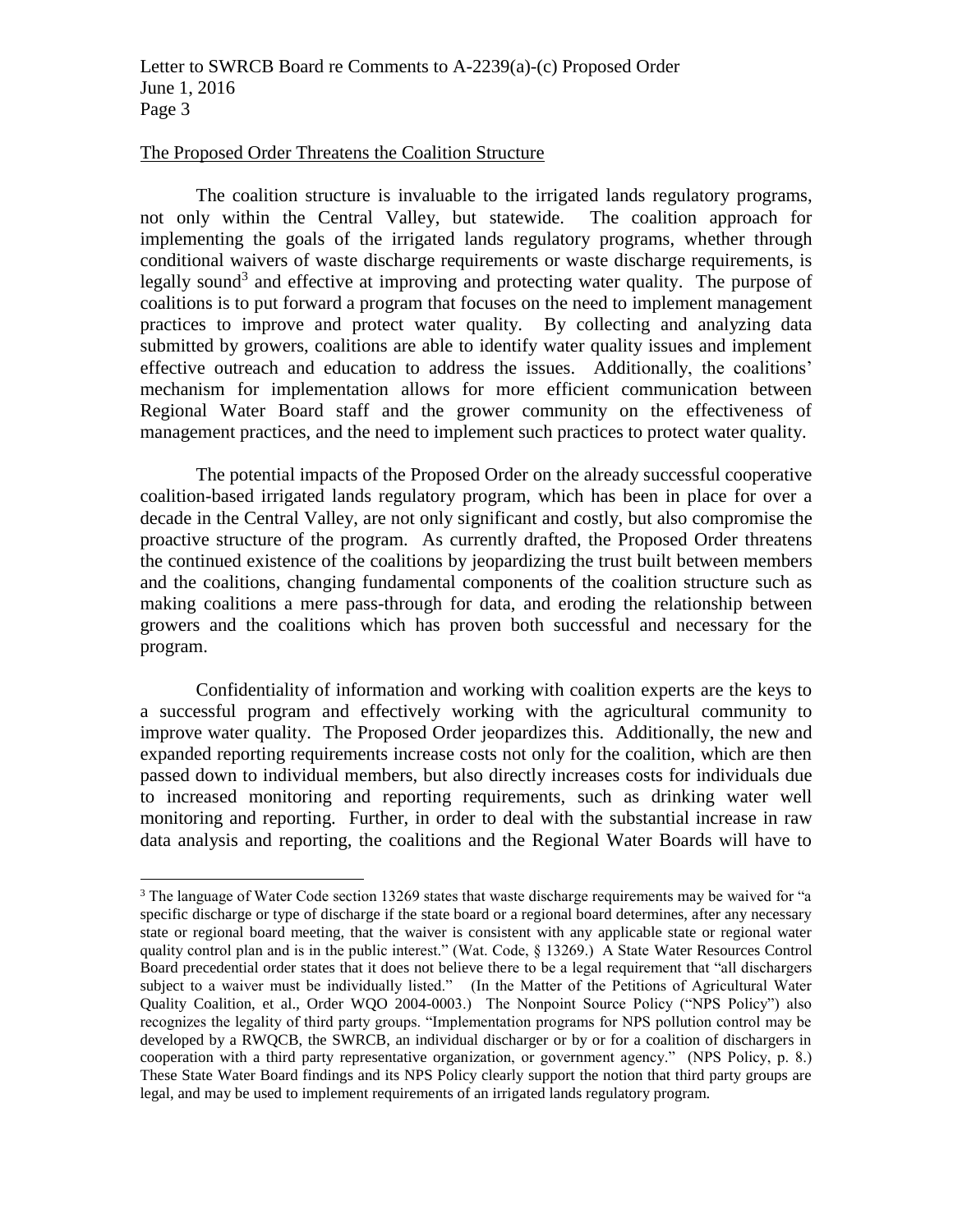The Proposed Order Threatens the Coalition Structure

The coalition structure is invaluable to the irrigated lands regulatory programs, not only within the Central Valley, but statewide. The coalition approach for implementing the goals of the irrigated lands regulatory programs, whether through conditional waivers of waste discharge requirements or waste discharge requirements, is legally sound[3] and effective at improving and protecting water quality. The purpose of coalitions is to put forward a program that focuses on the need to implement management practices to improve and protect water quality. By collecting and analyzing data submitted by growers, coalitions are able to identify water quality issues and implement effective outreach and education to address the issues. Additionally, the coalitions' mechanism for implementation allows for more efficient communication between Regional Water Board staff and the grower community on the effectiveness of management practices, and the need to implement such practices to protect water quality.

The potential impacts of the Proposed Order on the already successful cooperative coalition-based irrigated lands regulatory program, which has been in place for over a decade in the Central Valley, are not only significant and costly, but also compromise the proactive structure of the program. As currently drafted, the Proposed Order threatens the continued existence of the coalitions by jeopardizing the trust built between members and the coalitions, changing fundamental components of the coalition structure such as making coalitions a mere pass-through for data, and eroding the relationship between growers and the coalitions which has proven both successful and necessary for the program.

Confidentiality of information and working with coalition experts are the keys to a successful program and effectively working with the agricultural community to improve water quality. The Proposed Order jeopardizes this. Additionally, the new and expanded reporting requirements increase costs not only for the coalition, which are then passed down to individual members, but also directly increases costs for individuals due to increased monitoring and reporting requirements, such as drinking water well monitoring and reporting. Further, in order to deal with the substantial increase in raw data analysis and reporting, the coalitions and the Regional Water Boards will have to

[3] The language of Water Code section 13269 states that waste discharge requirements may be waived for "a specific discharge or type of discharge if the state board or a regional board determines, after any necessary state or regional board meeting, that the waiver is consistent with any applicable state or regional water quality control plan and is in the public interest." (Wat. Code, § 13269.) A State Water Resources Control Board precedential order states that it does not believe there to be a legal requirement that "all dischargers subject to a waiver must be individually listed." (In the Matter of the Petitions of Agricultural Water Quality Coalition, et al., Order WQO 2004-0003.) The Nonpoint Source Policy ("NPS Policy") also recognizes the legality of third party groups. "Implementation programs for NPS pollution control may be developed by a RWQCB, the SWRCB, an individual discharger or by or for a coalition of dischargers in cooperation with a third party representative organization, or government agency." (NPS Policy, p. 8.) These State Water Board findings and its NPS Policy clearly support the notion that third party groups are legal, and may be used to implement requirements of an irrigated lands regulatory program.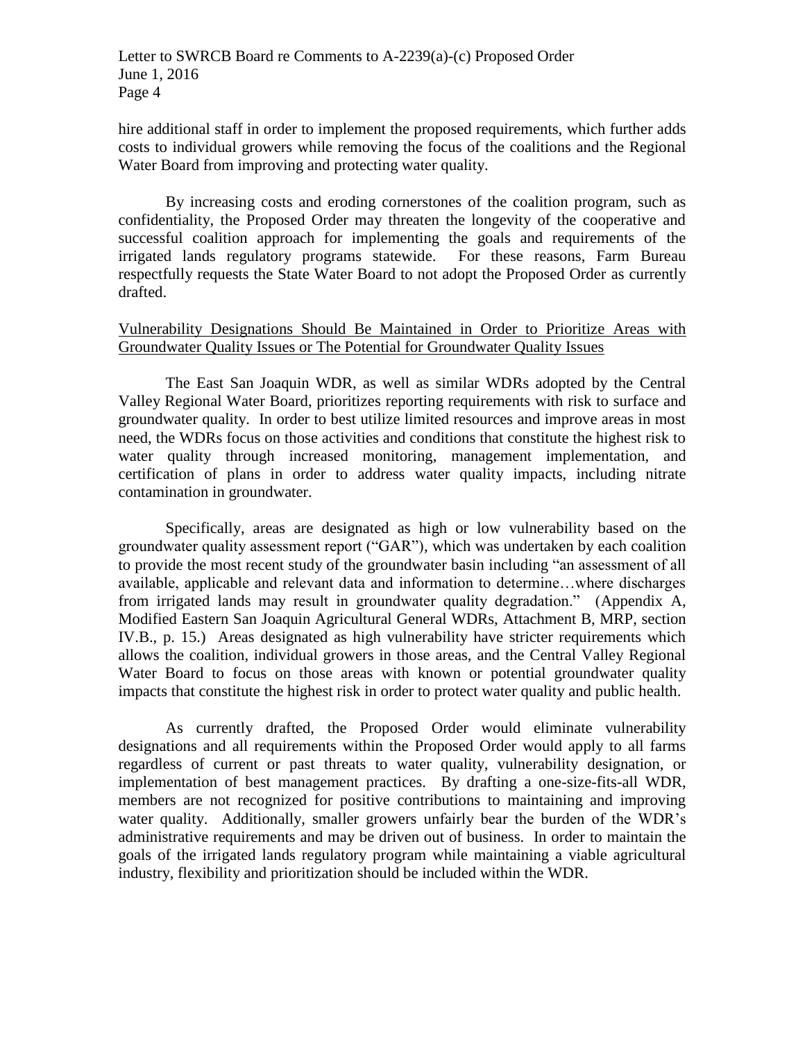hire additional staff in order to implement the proposed requirements, which further adds costs to individual growers while removing the focus of the coalitions and the Regional Water Board from improving and protecting water quality.

By increasing costs and eroding cornerstones of the coalition program, such as confidentiality, the Proposed Order may threaten the longevity of the cooperative and successful coalition approach for implementing the goals and requirements of the irrigated lands regulatory programs statewide. For these reasons, Farm Bureau respectfully requests the State Water Board to not adopt the Proposed Order as currently drafted.

<u>Vulnerability Designations Should Be Maintained in Order to Prioritize Areas with Groundwater Quality Issues or The Potential for Groundwater Quality Issues</u>

The East San Joaquin WDR, as well as similar WDRs adopted by the Central Valley Regional Water Board, prioritizes reporting requirements with risk to surface and groundwater quality. In order to best utilize limited resources and improve areas in most need, the WDRs focus on those activities and conditions that constitute the highest risk to water quality through increased monitoring, management implementation, and certification of plans in order to address water quality impacts, including nitrate contamination in groundwater.

Specifically, areas are designated as high or low vulnerability based on the groundwater quality assessment report ("GAR"), which was undertaken by each coalition to provide the most recent study of the groundwater basin including "an assessment of all available, applicable and relevant data and information to determine…where discharges from irrigated lands may result in groundwater quality degradation." (Appendix A, Modified Eastern San Joaquin Agricultural General WDRs, Attachment B, MRP, section IV.B., p. 15.) Areas designated as high vulnerability have stricter requirements which allows the coalition, individual growers in those areas, and the Central Valley Regional Water Board to focus on those areas with known or potential groundwater quality impacts that constitute the highest risk in order to protect water quality and public health.

As currently drafted, the Proposed Order would eliminate vulnerability designations and all requirements within the Proposed Order would apply to all farms regardless of current or past threats to water quality, vulnerability designation, or implementation of best management practices. By drafting a one-size-fits-all WDR, members are not recognized for positive contributions to maintaining and improving water quality. Additionally, smaller growers unfairly bear the burden of the WDR's administrative requirements and may be driven out of business. In order to maintain the goals of the irrigated lands regulatory program while maintaining a viable agricultural industry, flexibility and prioritization should be included within the WDR.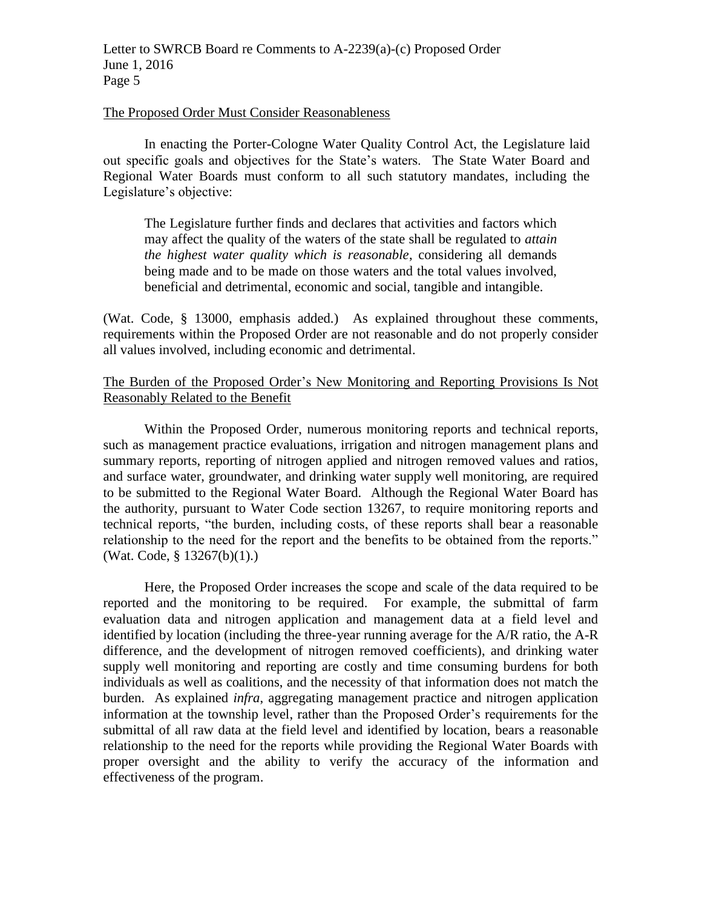The Proposed Order Must Consider Reasonableness

In enacting the Porter-Cologne Water Quality Control Act, the Legislature laid out specific goals and objectives for the State's waters. The State Water Board and Regional Water Boards must conform to all such statutory mandates, including the Legislature's objective:

> The Legislature further finds and declares that activities and factors which may affect the quality of the waters of the state shall be regulated to *attain the highest water quality which is reasonable*, considering all demands being made and to be made on those waters and the total values involved, beneficial and detrimental, economic and social, tangible and intangible.

(Wat. Code, § 13000, emphasis added.) As explained throughout these comments, requirements within the Proposed Order are not reasonable and do not properly consider all values involved, including economic and detrimental.

The Burden of the Proposed Order's New Monitoring and Reporting Provisions Is Not Reasonably Related to the Benefit

Within the Proposed Order, numerous monitoring reports and technical reports, such as management practice evaluations, irrigation and nitrogen management plans and summary reports, reporting of nitrogen applied and nitrogen removed values and ratios, and surface water, groundwater, and drinking water supply well monitoring, are required to be submitted to the Regional Water Board. Although the Regional Water Board has the authority, pursuant to Water Code section 13267, to require monitoring reports and technical reports, "the burden, including costs, of these reports shall bear a reasonable relationship to the need for the report and the benefits to be obtained from the reports." (Wat. Code, § 13267(b)(1).)

Here, the Proposed Order increases the scope and scale of the data required to be reported and the monitoring to be required. For example, the submittal of farm evaluation data and nitrogen application and management data at a field level and identified by location (including the three-year running average for the A/R ratio, the A-R difference, and the development of nitrogen removed coefficients), and drinking water supply well monitoring and reporting are costly and time consuming burdens for both individuals as well as coalitions, and the necessity of that information does not match the burden. As explained *infra*, aggregating management practice and nitrogen application information at the township level, rather than the Proposed Order's requirements for the submittal of all raw data at the field level and identified by location, bears a reasonable relationship to the need for the reports while providing the Regional Water Boards with proper oversight and the ability to verify the accuracy of the information and effectiveness of the program.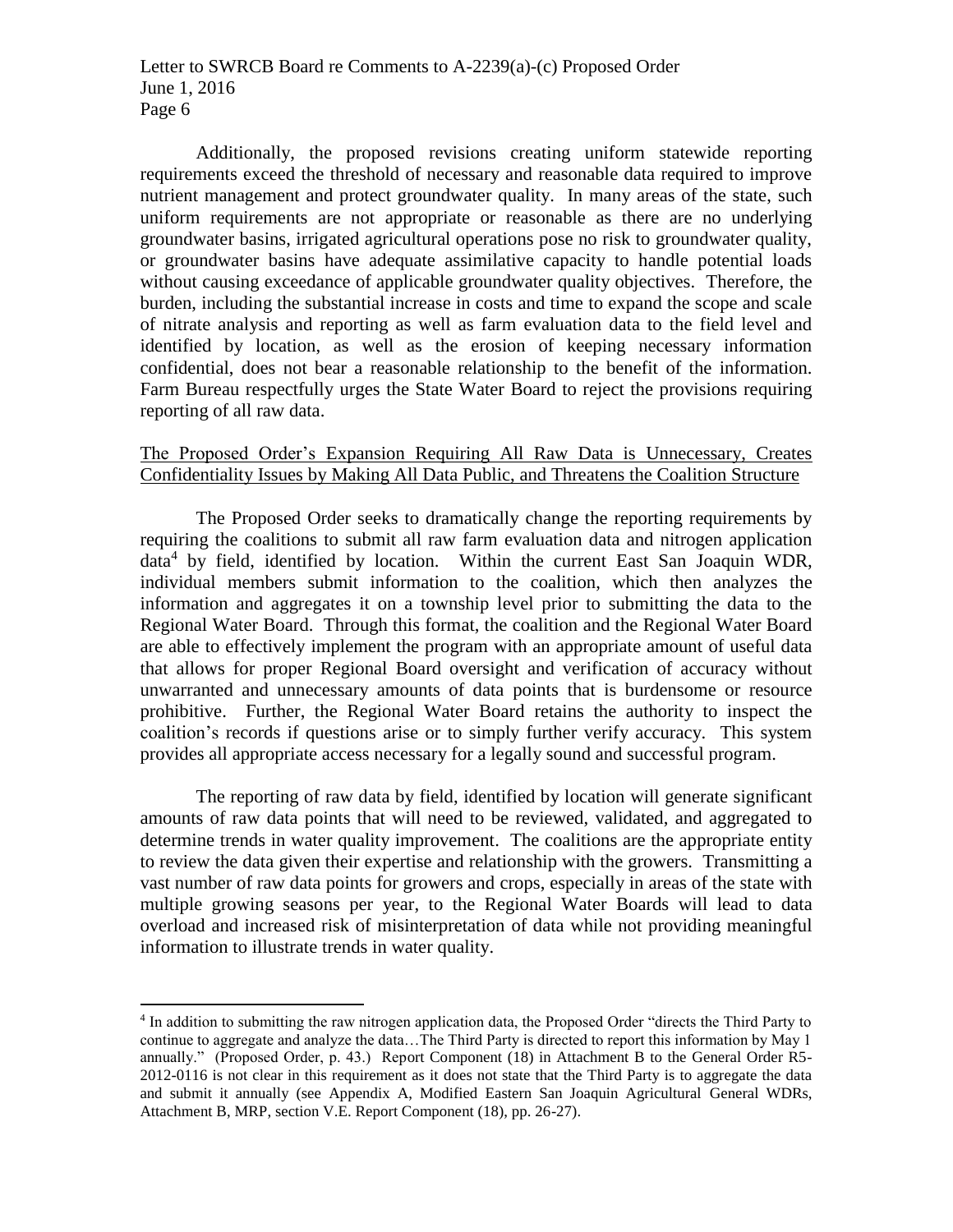Additionally, the proposed revisions creating uniform statewide reporting requirements exceed the threshold of necessary and reasonable data required to improve nutrient management and protect groundwater quality. In many areas of the state, such uniform requirements are not appropriate or reasonable as there are no underlying groundwater basins, irrigated agricultural operations pose no risk to groundwater quality, or groundwater basins have adequate assimilative capacity to handle potential loads without causing exceedance of applicable groundwater quality objectives. Therefore, the burden, including the substantial increase in costs and time to expand the scope and scale of nitrate analysis and reporting as well as farm evaluation data to the field level and identified by location, as well as the erosion of keeping necessary information confidential, does not bear a reasonable relationship to the benefit of the information. Farm Bureau respectfully urges the State Water Board to reject the provisions requiring reporting of all raw data.

<u>The Proposed Order's Expansion Requiring All Raw Data is Unnecessary, Creates Confidentiality Issues by Making All Data Public, and Threatens the Coalition Structure</u>

The Proposed Order seeks to dramatically change the reporting requirements by requiring the coalitions to submit all raw farm evaluation data and nitrogen application data[4] by field, identified by location. Within the current East San Joaquin WDR, individual members submit information to the coalition, which then analyzes the information and aggregates it on a township level prior to submitting the data to the Regional Water Board. Through this format, the coalition and the Regional Water Board are able to effectively implement the program with an appropriate amount of useful data that allows for proper Regional Board oversight and verification of accuracy without unwarranted and unnecessary amounts of data points that is burdensome or resource prohibitive. Further, the Regional Water Board retains the authority to inspect the coalition's records if questions arise or to simply further verify accuracy. This system provides all appropriate access necessary for a legally sound and successful program.

The reporting of raw data by field, identified by location will generate significant amounts of raw data points that will need to be reviewed, validated, and aggregated to determine trends in water quality improvement. The coalitions are the appropriate entity to review the data given their expertise and relationship with the growers. Transmitting a vast number of raw data points for growers and crops, especially in areas of the state with multiple growing seasons per year, to the Regional Water Boards will lead to data overload and increased risk of misinterpretation of data while not providing meaningful information to illustrate trends in water quality.

---

[4] In addition to submitting the raw nitrogen application data, the Proposed Order "directs the Third Party to continue to aggregate and analyze the data…The Third Party is directed to report this information by May 1 annually." (Proposed Order, p. 43.) Report Component (18) in Attachment B to the General Order R5-2012-0116 is not clear in this requirement as it does not state that the Third Party is to aggregate the data and submit it annually (see Appendix A, Modified Eastern San Joaquin Agricultural General WDRs, Attachment B, MRP, section V.E. Report Component (18), pp. 26-27).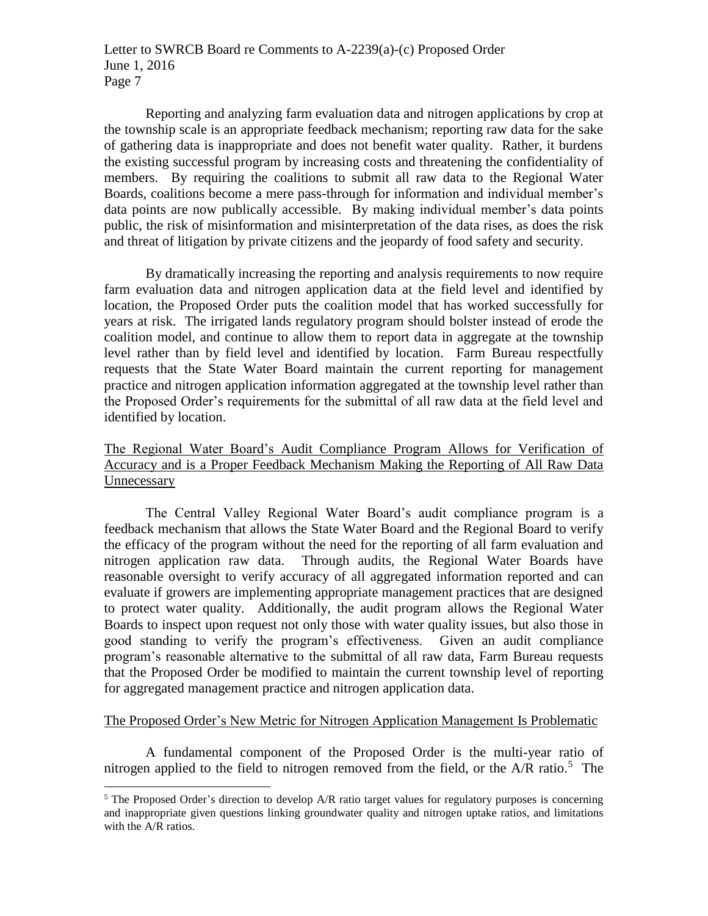Reporting and analyzing farm evaluation data and nitrogen applications by crop at the township scale is an appropriate feedback mechanism; reporting raw data for the sake of gathering data is inappropriate and does not benefit water quality. Rather, it burdens the existing successful program by increasing costs and threatening the confidentiality of members. By requiring the coalitions to submit all raw data to the Regional Water Boards, coalitions become a mere pass-through for information and individual member's data points are now publically accessible. By making individual member's data points public, the risk of misinformation and misinterpretation of the data rises, as does the risk and threat of litigation by private citizens and the jeopardy of food safety and security.

By dramatically increasing the reporting and analysis requirements to now require farm evaluation data and nitrogen application data at the field level and identified by location, the Proposed Order puts the coalition model that has worked successfully for years at risk. The irrigated lands regulatory program should bolster instead of erode the coalition model, and continue to allow them to report data in aggregate at the township level rather than by field level and identified by location. Farm Bureau respectfully requests that the State Water Board maintain the current reporting for management practice and nitrogen application information aggregated at the township level rather than the Proposed Order's requirements for the submittal of all raw data at the field level and identified by location.

<u>The Regional Water Board's Audit Compliance Program Allows for Verification of Accuracy and is a Proper Feedback Mechanism Making the Reporting of All Raw Data Unnecessary</u>

The Central Valley Regional Water Board's audit compliance program is a feedback mechanism that allows the State Water Board and the Regional Board to verify the efficacy of the program without the need for the reporting of all farm evaluation and nitrogen application raw data. Through audits, the Regional Water Boards have reasonable oversight to verify accuracy of all aggregated information reported and can evaluate if growers are implementing appropriate management practices that are designed to protect water quality. Additionally, the audit program allows the Regional Water Boards to inspect upon request not only those with water quality issues, but also those in good standing to verify the program's effectiveness. Given an audit compliance program's reasonable alternative to the submittal of all raw data, Farm Bureau requests that the Proposed Order be modified to maintain the current township level of reporting for aggregated management practice and nitrogen application data.

<u>The Proposed Order's New Metric for Nitrogen Application Management Is Problematic</u>

A fundamental component of the Proposed Order is the multi-year ratio of nitrogen applied to the field to nitrogen removed from the field, or the A/R ratio.[5] The

---

[5] The Proposed Order's direction to develop A/R ratio target values for regulatory purposes is concerning and inappropriate given questions linking groundwater quality and nitrogen uptake ratios, and limitations with the A/R ratios.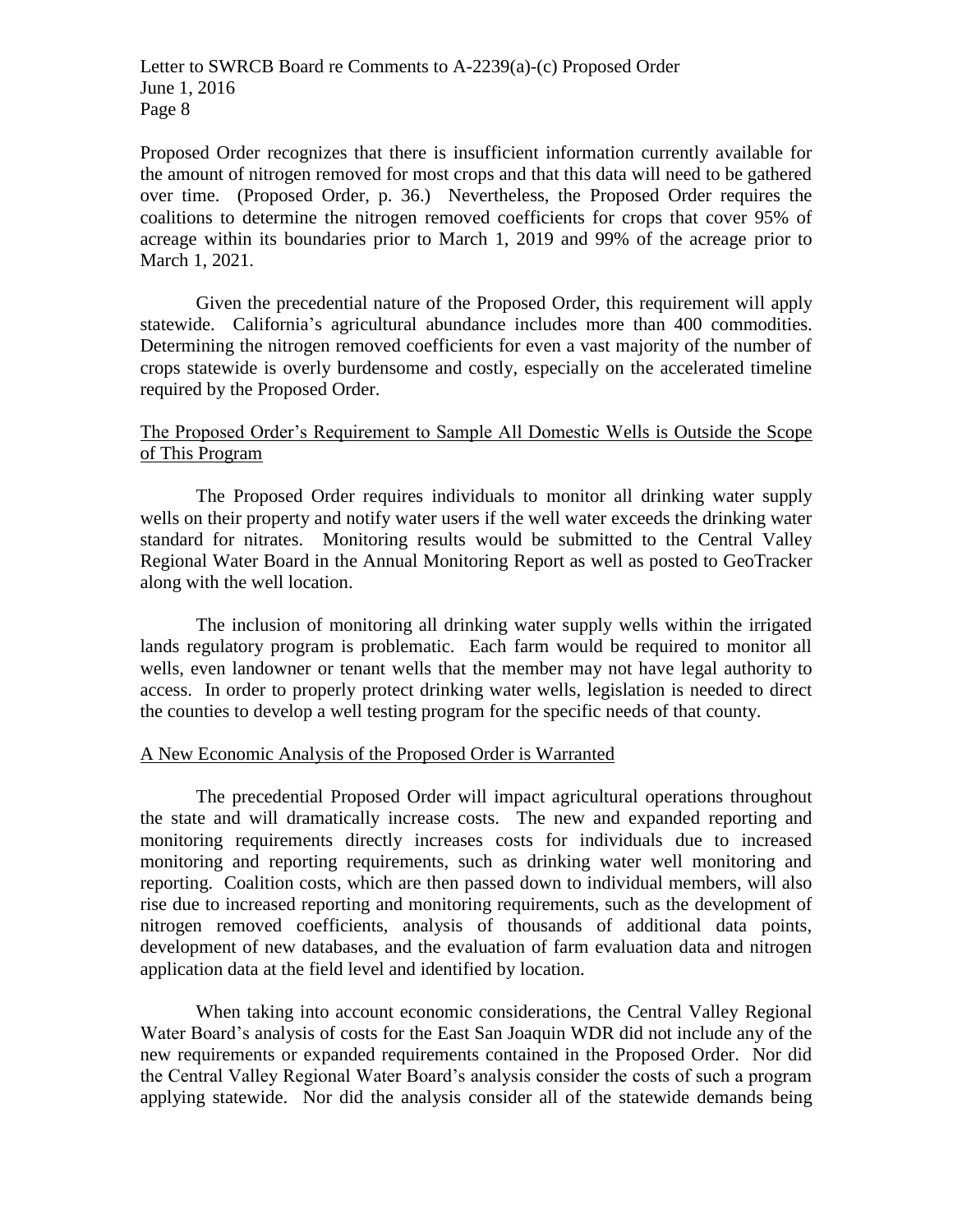Proposed Order recognizes that there is insufficient information currently available for the amount of nitrogen removed for most crops and that this data will need to be gathered over time. (Proposed Order, p. 36.) Nevertheless, the Proposed Order requires the coalitions to determine the nitrogen removed coefficients for crops that cover 95% of acreage within its boundaries prior to March 1, 2019 and 99% of the acreage prior to March 1, 2021.

Given the precedential nature of the Proposed Order, this requirement will apply statewide. California's agricultural abundance includes more than 400 commodities. Determining the nitrogen removed coefficients for even a vast majority of the number of crops statewide is overly burdensome and costly, especially on the accelerated timeline required by the Proposed Order.

<u>The Proposed Order's Requirement to Sample All Domestic Wells is Outside the Scope of This Program</u>

The Proposed Order requires individuals to monitor all drinking water supply wells on their property and notify water users if the well water exceeds the drinking water standard for nitrates. Monitoring results would be submitted to the Central Valley Regional Water Board in the Annual Monitoring Report as well as posted to GeoTracker along with the well location.

The inclusion of monitoring all drinking water supply wells within the irrigated lands regulatory program is problematic. Each farm would be required to monitor all wells, even landowner or tenant wells that the member may not have legal authority to access. In order to properly protect drinking water wells, legislation is needed to direct the counties to develop a well testing program for the specific needs of that county.

<u>A New Economic Analysis of the Proposed Order is Warranted</u>

The precedential Proposed Order will impact agricultural operations throughout the state and will dramatically increase costs. The new and expanded reporting and monitoring requirements directly increases costs for individuals due to increased monitoring and reporting requirements, such as drinking water well monitoring and reporting. Coalition costs, which are then passed down to individual members, will also rise due to increased reporting and monitoring requirements, such as the development of nitrogen removed coefficients, analysis of thousands of additional data points, development of new databases, and the evaluation of farm evaluation data and nitrogen application data at the field level and identified by location.

When taking into account economic considerations, the Central Valley Regional Water Board's analysis of costs for the East San Joaquin WDR did not include any of the new requirements or expanded requirements contained in the Proposed Order. Nor did the Central Valley Regional Water Board's analysis consider the costs of such a program applying statewide. Nor did the analysis consider all of the statewide demands being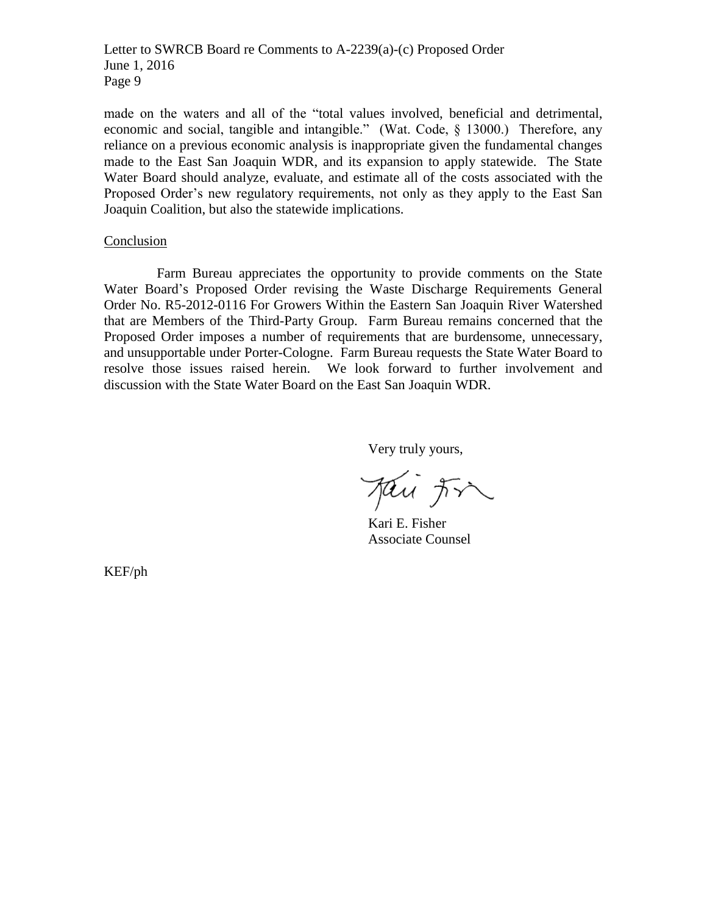made on the waters and all of the "total values involved, beneficial and detrimental, economic and social, tangible and intangible." (Wat. Code, § 13000.) Therefore, any reliance on a previous economic analysis is inappropriate given the fundamental changes made to the East San Joaquin WDR, and its expansion to apply statewide. The State Water Board should analyze, evaluate, and estimate all of the costs associated with the Proposed Order's new regulatory requirements, not only as they apply to the East San Joaquin Coalition, but also the statewide implications.

## Conclusion

Farm Bureau appreciates the opportunity to provide comments on the State Water Board's Proposed Order revising the Waste Discharge Requirements General Order No. R5-2012-0116 For Growers Within the Eastern San Joaquin River Watershed that are Members of the Third-Party Group. Farm Bureau remains concerned that the Proposed Order imposes a number of requirements that are burdensome, unnecessary, and unsupportable under Porter-Cologne. Farm Bureau requests the State Water Board to resolve those issues raised herein. We look forward to further involvement and discussion with the State Water Board on the East San Joaquin WDR.

Very truly yours,

Kari E. Fisher
Associate Counsel

KEF/ph